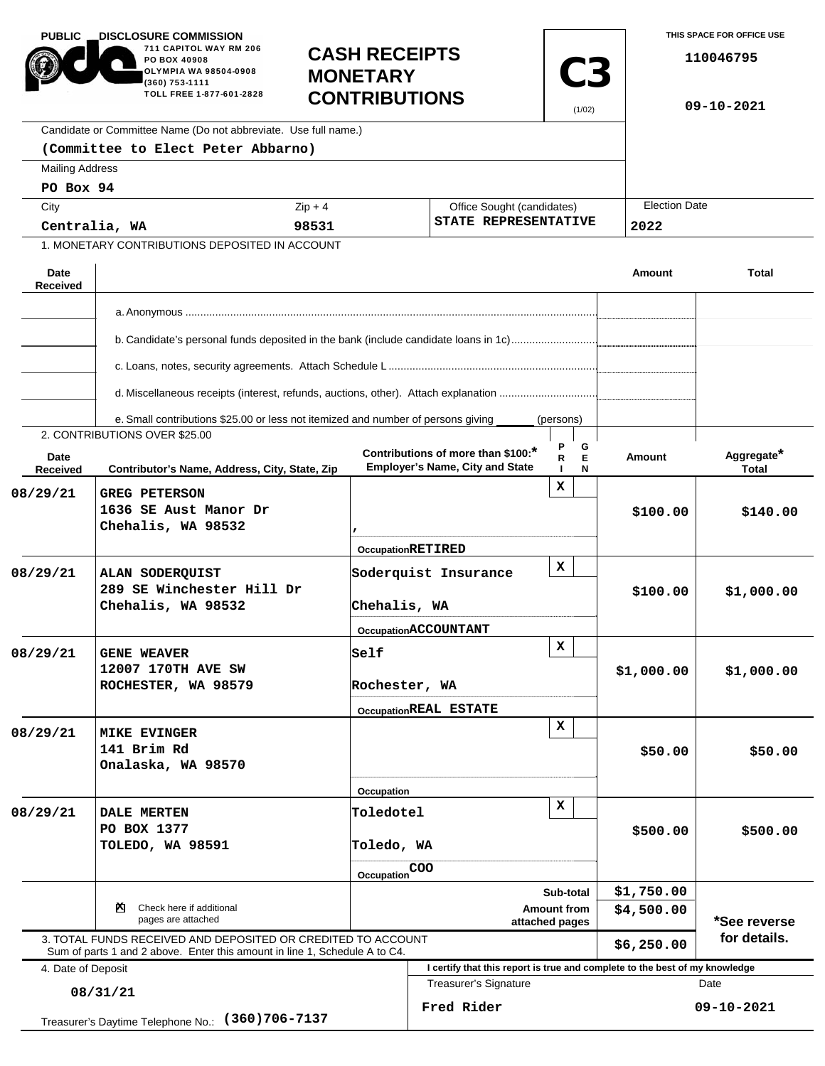PUBLIC DISCLOSURE COMMISSION
711 CAPITOL WAY RM 206
PO BOX 40908
OLYMPIA WA 98504-0908
(360) 753-1111
TOLL FREE 1-877-601-2828

# CASH RECEIPTS MONETARY CONTRIBUTIONS

**C3** (1/02)

THIS SPACE FOR OFFICE USE

110046795

09-10-2021

Candidate or Committee Name (Do not abbreviate. Use full name.)
**(Committee to Elect Peter Abbarno)**

Mailing Address
**PO Box 94**

| City | Zip + 4 | Office Sought (candidates) | Election Date |
|---|---|---|---|
| Centralia, WA | 98531 | STATE REPRESENTATIVE | 2022 |

1. MONETARY CONTRIBUTIONS DEPOSITED IN ACCOUNT

| Date Received | | Amount | Total |
|---|---|---|---|
| | a. Anonymous | | |
| | b. Candidate's personal funds deposited in the bank (include candidate loans in 1c) | | |
| | c. Loans, notes, security agreements. Attach Schedule L | | |
| | d. Miscellaneous receipts (interest, refunds, auctions, other). Attach explanation | | |
| | e. Small contributions $25.00 or less not itemized and number of persons giving ______ (persons) | | |

2. CONTRIBUTIONS OVER $25.00

| Date Received | Contributor's Name, Address, City, State, Zip | Contributions of more than $100:* Employer's Name, City and State | PRI | GEN | Amount | Aggregate* Total |
|---|---|---|---|---|---|---|
| 08/29/21 | GREG PETERSON<br>1636 SE Aust Manor Dr<br>Chehalis, WA 98532 | ,<br>Occupation RETIRED | X | | $100.00 | $140.00 |
| 08/29/21 | ALAN SODERQUIST<br>289 SE Winchester Hill Dr<br>Chehalis, WA 98532 | Soderquist Insurance<br>Chehalis, WA<br>Occupation ACCOUNTANT | X | | $100.00 | $1,000.00 |
| 08/29/21 | GENE WEAVER<br>12007 170TH AVE SW<br>ROCHESTER, WA 98579 | Self<br>Rochester, WA<br>Occupation REAL ESTATE | X | | $1,000.00 | $1,000.00 |
| 08/29/21 | MIKE EVINGER<br>141 Brim Rd<br>Onalaska, WA 98570 | Occupation | X | | $50.00 | $50.00 |
| 08/29/21 | DALE MERTEN<br>PO BOX 1377<br>TOLEDO, WA 98591 | Toledotel<br>Toledo, WA<br>Occupation COO | X | | $500.00 | $500.00 |

☒ Check here if additional pages are attached

| | Amount |
|---|---|
| Sub-total | $1,750.00 |
| Amount from attached pages | $4,500.00 |

*See reverse for details.

3. TOTAL FUNDS RECEIVED AND DEPOSITED OR CREDITED TO ACCOUNT
Sum of parts 1 and 2 above. Enter this amount in line 1, Schedule A to C4. **$6,250.00**

4. Date of Deposit
**08/31/21**

Treasurer's Daytime Telephone No.: **(360)706-7137**

I certify that this report is true and complete to the best of my knowledge

| Treasurer's Signature | Date |
|---|---|
| Fred Rider | 09-10-2021 |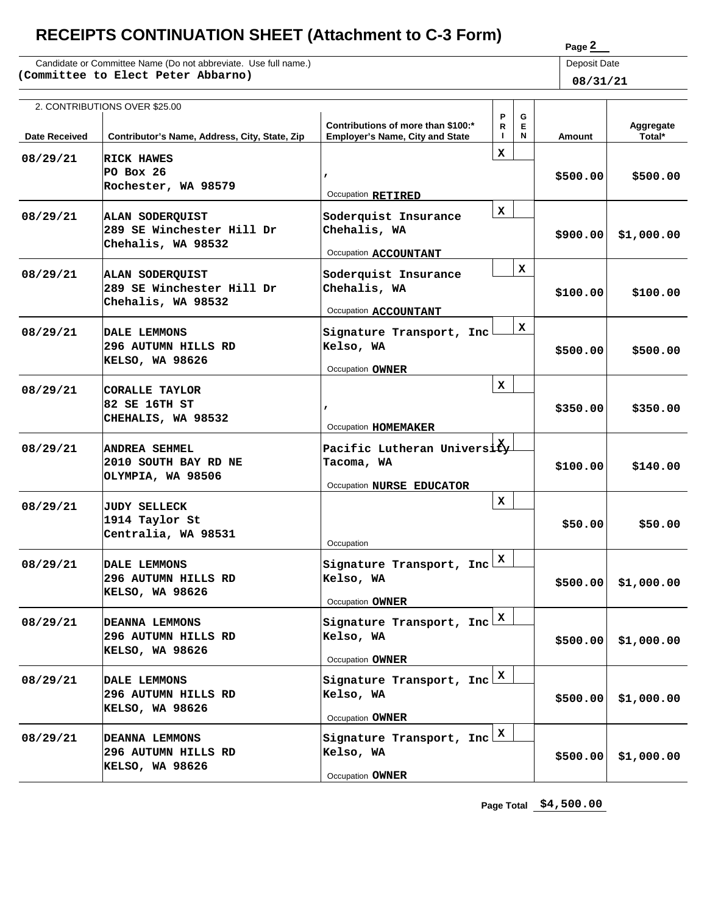# RECEIPTS CONTINUATION SHEET (Attachment to C-3 Form)

Candidate or Committee Name (Do not abbreviate. Use full name.)
**(Committee to Elect Peter Abbarno)**

Deposit Date
**08/31/21**

2. CONTRIBUTIONS OVER $25.00

| Date Received | Contributor's Name, Address, City, State, Zip | Contributions of more than $100:* Employer's Name, City and State | PRI | GEN | Amount | Aggregate Total* |
|---|---|---|---|---|---|---|
| 08/29/21 | RICK HAWES<br>PO Box 26<br>Rochester, WA 98579 | ,<br>Occupation RETIRED | X | | $500.00 | $500.00 |
| 08/29/21 | ALAN SODERQUIST<br>289 SE Winchester Hill Dr<br>Chehalis, WA 98532 | Soderquist Insurance<br>Chehalis, WA<br>Occupation ACCOUNTANT | X | | $900.00 | $1,000.00 |
| 08/29/21 | ALAN SODERQUIST<br>289 SE Winchester Hill Dr<br>Chehalis, WA 98532 | Soderquist Insurance<br>Chehalis, WA<br>Occupation ACCOUNTANT | | X | $100.00 | $100.00 |
| 08/29/21 | DALE LEMMONS<br>296 AUTUMN HILLS RD<br>KELSO, WA 98626 | Signature Transport, Inc<br>Kelso, WA<br>Occupation OWNER | | X | $500.00 | $500.00 |
| 08/29/21 | CORALLE TAYLOR<br>82 SE 16TH ST<br>CHEHALIS, WA 98532 | ,<br>Occupation HOMEMAKER | X | | $350.00 | $350.00 |
| 08/29/21 | ANDREA SEHMEL<br>2010 SOUTH BAY RD NE<br>OLYMPIA, WA 98506 | Pacific Lutheran University<br>Tacoma, WA<br>Occupation NURSE EDUCATOR | X | | $100.00 | $140.00 |
| 08/29/21 | JUDY SELLECK<br>1914 Taylor St<br>Centralia, WA 98531 | Occupation | X | | $50.00 | $50.00 |
| 08/29/21 | DALE LEMMONS<br>296 AUTUMN HILLS RD<br>KELSO, WA 98626 | Signature Transport, Inc<br>Kelso, WA<br>Occupation OWNER | X | | $500.00 | $1,000.00 |
| 08/29/21 | DEANNA LEMMONS<br>296 AUTUMN HILLS RD<br>KELSO, WA 98626 | Signature Transport, Inc<br>Kelso, WA<br>Occupation OWNER | X | | $500.00 | $1,000.00 |
| 08/29/21 | DALE LEMMONS<br>296 AUTUMN HILLS RD<br>KELSO, WA 98626 | Signature Transport, Inc<br>Kelso, WA<br>Occupation OWNER | X | | $500.00 | $1,000.00 |
| 08/29/21 | DEANNA LEMMONS<br>296 AUTUMN HILLS RD<br>KELSO, WA 98626 | Signature Transport, Inc<br>Kelso, WA<br>Occupation OWNER | X | | $500.00 | $1,000.00 |

Page Total **$4,500.00**